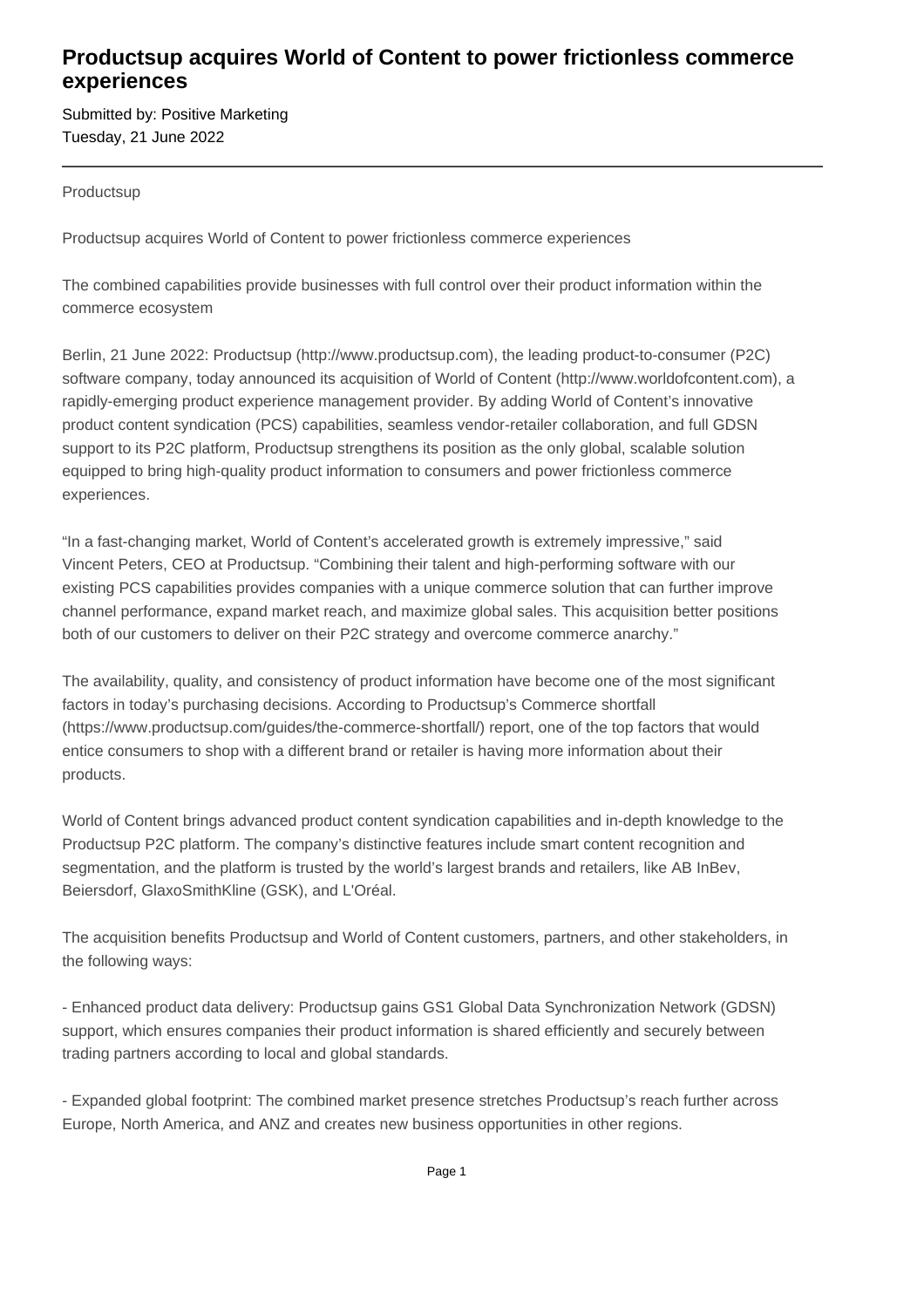# Productsup acquires World of Content to power frictionless commerce experiences

Submitted by: Positive Marketing
Tuesday, 21 June 2022

---

Productsup

Productsup acquires World of Content to power frictionless commerce experiences

The combined capabilities provide businesses with full control over their product information within the commerce ecosystem

Berlin, 21 June 2022: Productsup (http://www.productsup.com), the leading product-to-consumer (P2C) software company, today announced its acquisition of World of Content (http://www.worldofcontent.com), a rapidly-emerging product experience management provider. By adding World of Content's innovative product content syndication (PCS) capabilities, seamless vendor-retailer collaboration, and full GDSN support to its P2C platform, Productsup strengthens its position as the only global, scalable solution equipped to bring high-quality product information to consumers and power frictionless commerce experiences.

"In a fast-changing market, World of Content's accelerated growth is extremely impressive," said Vincent Peters, CEO at Productsup. "Combining their talent and high-performing software with our existing PCS capabilities provides companies with a unique commerce solution that can further improve channel performance, expand market reach, and maximize global sales. This acquisition better positions both of our customers to deliver on their P2C strategy and overcome commerce anarchy."

The availability, quality, and consistency of product information have become one of the most significant factors in today's purchasing decisions. According to Productsup's Commerce shortfall (https://www.productsup.com/guides/the-commerce-shortfall/) report, one of the top factors that would entice consumers to shop with a different brand or retailer is having more information about their products.

World of Content brings advanced product content syndication capabilities and in-depth knowledge to the Productsup P2C platform. The company's distinctive features include smart content recognition and segmentation, and the platform is trusted by the world's largest brands and retailers, like AB InBev, Beiersdorf, GlaxoSmithKline (GSK), and L'Oréal.

The acquisition benefits Productsup and World of Content customers, partners, and other stakeholders, in the following ways:

- Enhanced product data delivery: Productsup gains GS1 Global Data Synchronization Network (GDSN) support, which ensures companies their product information is shared efficiently and securely between trading partners according to local and global standards.

- Expanded global footprint: The combined market presence stretches Productsup's reach further across Europe, North America, and ANZ and creates new business opportunities in other regions.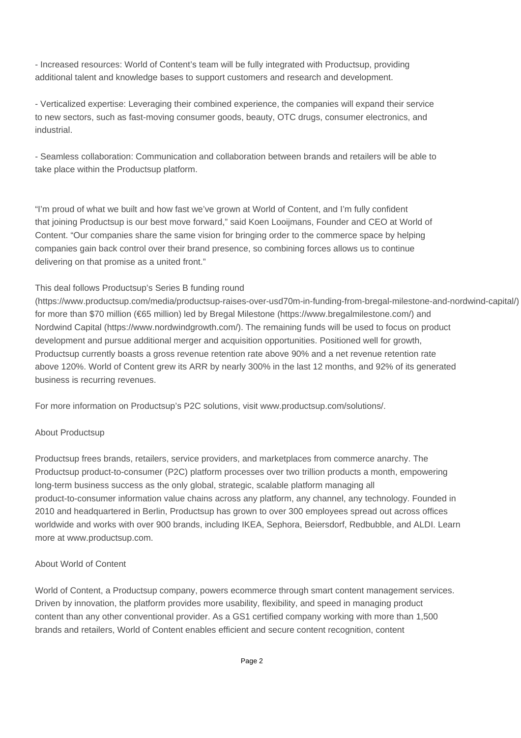- Increased resources: World of Content's team will be fully integrated with Productsup, providing additional talent and knowledge bases to support customers and research and development.

- Verticalized expertise: Leveraging their combined experience, the companies will expand their service to new sectors, such as fast-moving consumer goods, beauty, OTC drugs, consumer electronics, and industrial.

- Seamless collaboration: Communication and collaboration between brands and retailers will be able to take place within the Productsup platform.

"I'm proud of what we built and how fast we've grown at World of Content, and I'm fully confident that joining Productsup is our best move forward," said Koen Looijmans, Founder and CEO at World of Content. "Our companies share the same vision for bringing order to the commerce space by helping companies gain back control over their brand presence, so combining forces allows us to continue delivering on that promise as a united front."

This deal follows Productsup's Series B funding round (https://www.productsup.com/media/productsup-raises-over-usd70m-in-funding-from-bregal-milestone-and-nordwind-capital/) for more than $70 million (€65 million) led by Bregal Milestone (https://www.bregalmilestone.com/) and Nordwind Capital (https://www.nordwindgrowth.com/). The remaining funds will be used to focus on product development and pursue additional merger and acquisition opportunities. Positioned well for growth, Productsup currently boasts a gross revenue retention rate above 90% and a net revenue retention rate above 120%. World of Content grew its ARR by nearly 300% in the last 12 months, and 92% of its generated business is recurring revenues.

For more information on Productsup's P2C solutions, visit www.productsup.com/solutions/.

## About Productsup

Productsup frees brands, retailers, service providers, and marketplaces from commerce anarchy. The Productsup product-to-consumer (P2C) platform processes over two trillion products a month, empowering long-term business success as the only global, strategic, scalable platform managing all product-to-consumer information value chains across any platform, any channel, any technology. Founded in 2010 and headquartered in Berlin, Productsup has grown to over 300 employees spread out across offices worldwide and works with over 900 brands, including IKEA, Sephora, Beiersdorf, Redbubble, and ALDI. Learn more at www.productsup.com.

## About World of Content

World of Content, a Productsup company, powers ecommerce through smart content management services. Driven by innovation, the platform provides more usability, flexibility, and speed in managing product content than any other conventional provider. As a GS1 certified company working with more than 1,500 brands and retailers, World of Content enables efficient and secure content recognition, content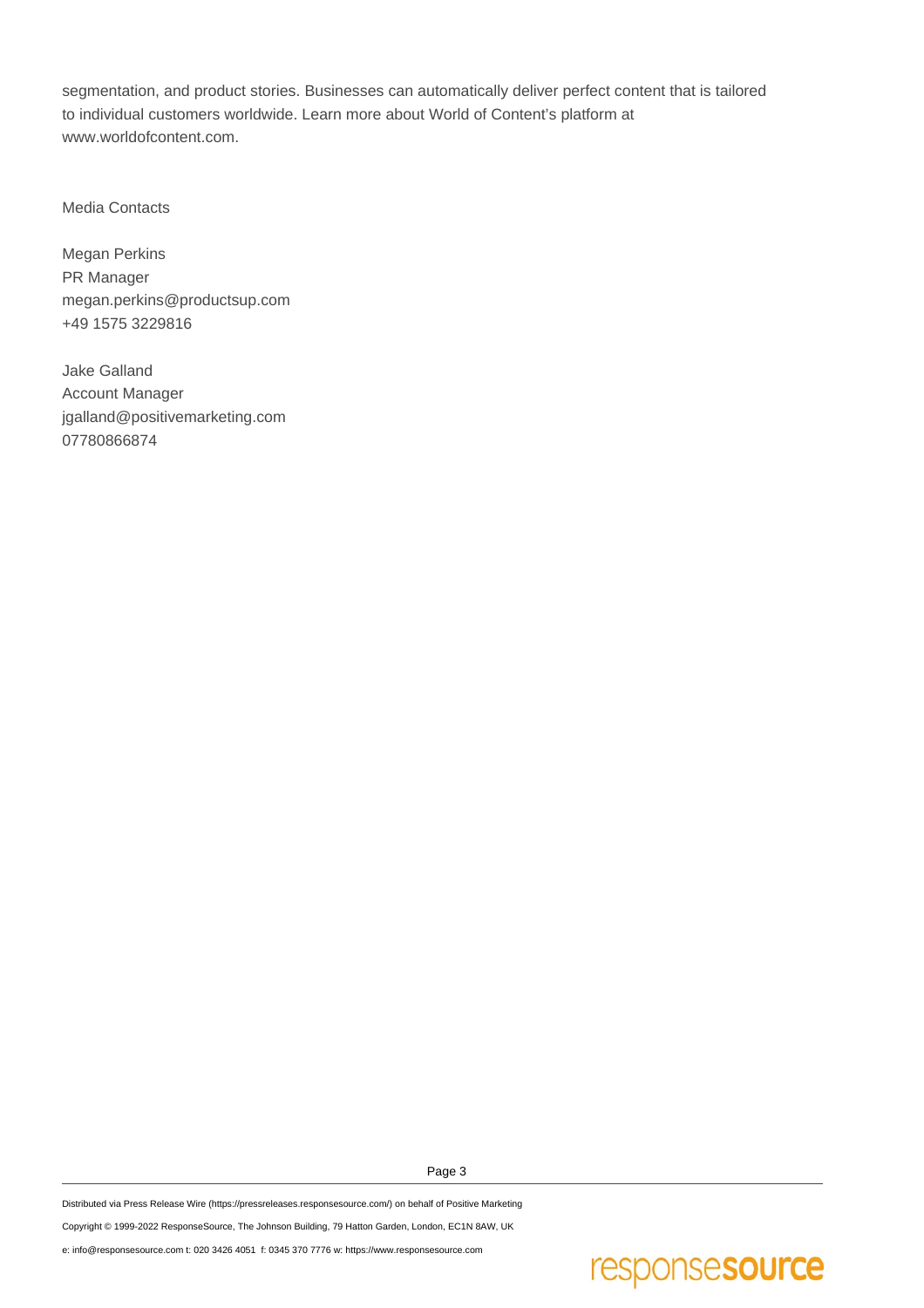segmentation, and product stories. Businesses can automatically deliver perfect content that is tailored to individual customers worldwide. Learn more about World of Content's platform at www.worldofcontent.com.

Media Contacts

Megan Perkins  
PR Manager  
megan.perkins@productsup.com  
+49 1575 3229816

Jake Galland  
Account Manager  
jgalland@positivemarketing.com  
07780866874

Distributed via Press Release Wire (https://pressreleases.responsesource.com/) on behalf of Positive Marketing

Copyright © 1999-2022 ResponseSource, The Johnson Building, 79 Hatton Garden, London, EC1N 8AW, UK

e: info@responsesource.com t: 020 3426 4051 f: 0345 370 7776 w: https://www.responsesource.com